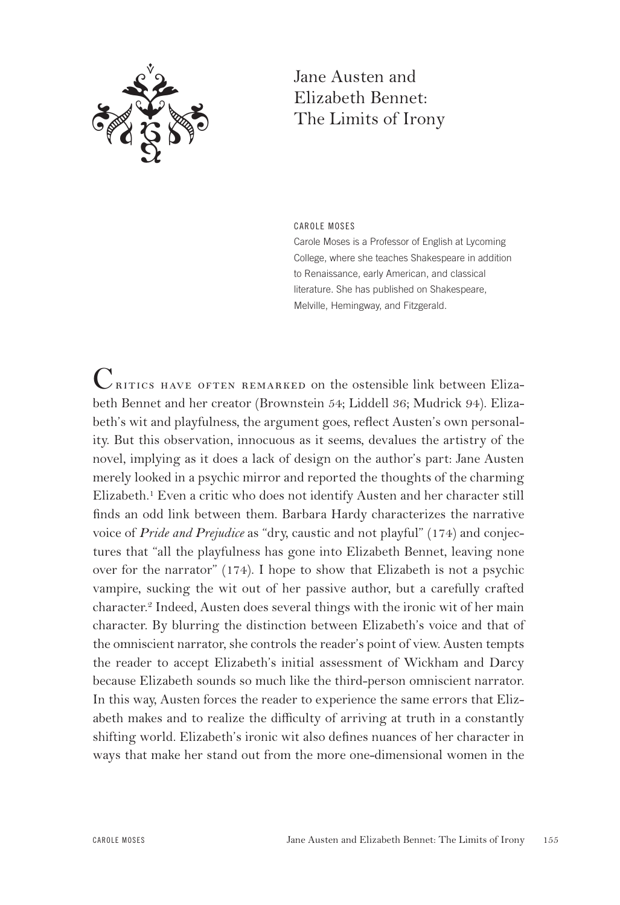# Jane Austen and Elizabeth Bennet: The Limits of Irony

CAROLE MOSES

Carole Moses is a Professor of English at Lycoming College, where she teaches Shakespeare in addition to Renaissance, early American, and classical literature. She has published on Shakespeare, Melville, Hemingway, and Fitzgerald.

Critics have often remarked on the ostensible link between Elizabeth Bennet and her creator (Brownstein 54; Liddell 36; Mudrick 94). Elizabeth's wit and playfulness, the argument goes, reflect Austen's own personality. But this observation, innocuous as it seems, devalues the artistry of the novel, implying as it does a lack of design on the author's part: Jane Austen merely looked in a psychic mirror and reported the thoughts of the charming Elizabeth.[1] Even a critic who does not identify Austen and her character still finds an odd link between them. Barbara Hardy characterizes the narrative voice of *Pride and Prejudice* as "dry, caustic and not playful" (174) and conjectures that "all the playfulness has gone into Elizabeth Bennet, leaving none over for the narrator" (174). I hope to show that Elizabeth is not a psychic vampire, sucking the wit out of her passive author, but a carefully crafted character.[2] Indeed, Austen does several things with the ironic wit of her main character. By blurring the distinction between Elizabeth's voice and that of the omniscient narrator, she controls the reader's point of view. Austen tempts the reader to accept Elizabeth's initial assessment of Wickham and Darcy because Elizabeth sounds so much like the third-person omniscient narrator. In this way, Austen forces the reader to experience the same errors that Elizabeth makes and to realize the difficulty of arriving at truth in a constantly shifting world. Elizabeth's ironic wit also defines nuances of her character in ways that make her stand out from the more one-dimensional women in the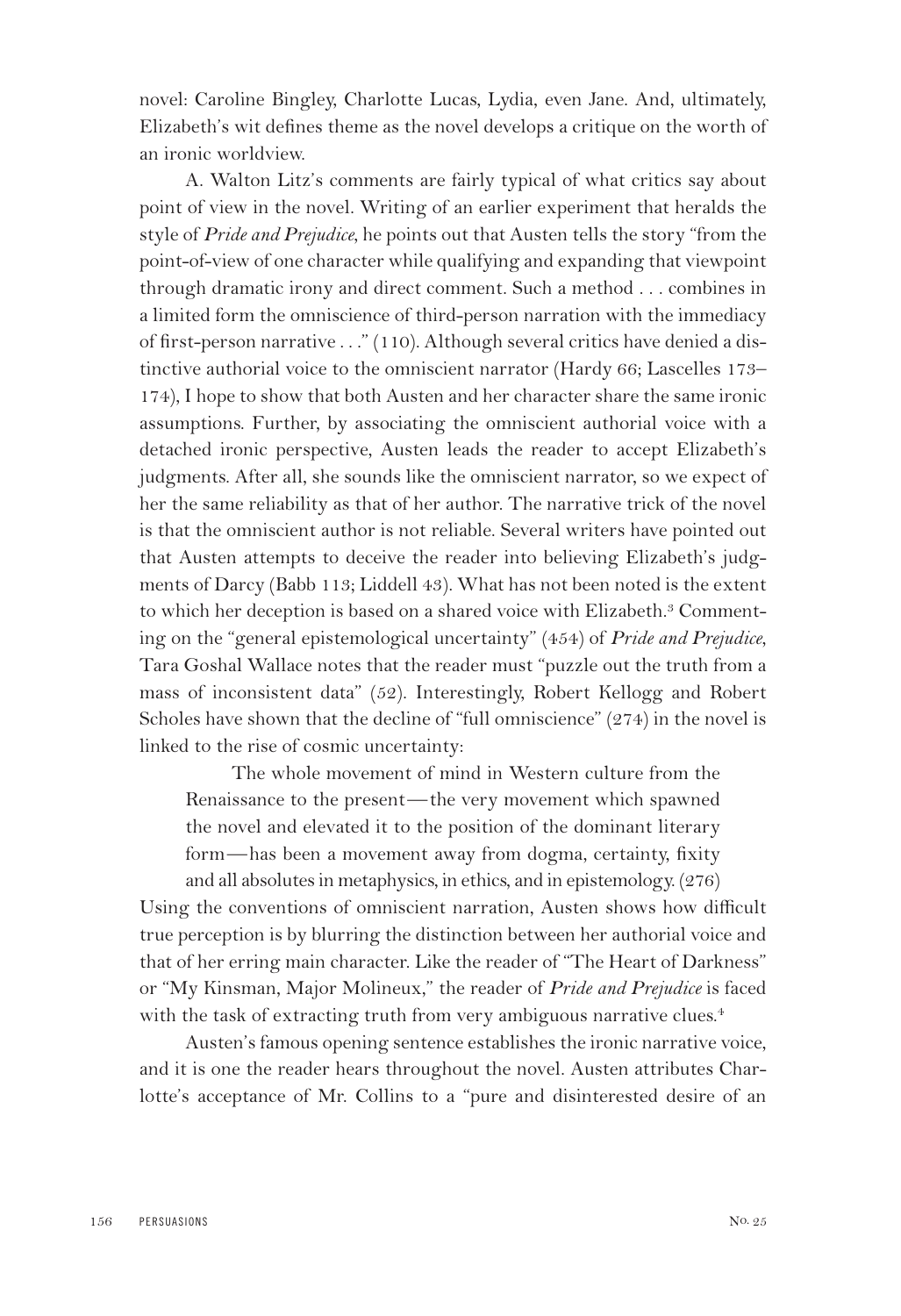novel: Caroline Bingley, Charlotte Lucas, Lydia, even Jane. And, ultimately, Elizabeth's wit defines theme as the novel develops a critique on the worth of an ironic worldview.

A. Walton Litz's comments are fairly typical of what critics say about point of view in the novel. Writing of an earlier experiment that heralds the style of *Pride and Prejudice*, he points out that Austen tells the story "from the point-of-view of one character while qualifying and expanding that viewpoint through dramatic irony and direct comment. Such a method . . . combines in a limited form the omniscience of third-person narration with the immediacy of first-person narrative . . ." (110). Although several critics have denied a distinctive authorial voice to the omniscient narrator (Hardy 66; Lascelles 173–174), I hope to show that both Austen and her character share the same ironic assumptions. Further, by associating the omniscient authorial voice with a detached ironic perspective, Austen leads the reader to accept Elizabeth's judgments. After all, she sounds like the omniscient narrator, so we expect of her the same reliability as that of her author. The narrative trick of the novel is that the omniscient author is not reliable. Several writers have pointed out that Austen attempts to deceive the reader into believing Elizabeth's judgments of Darcy (Babb 113; Liddell 43). What has not been noted is the extent to which her deception is based on a shared voice with Elizabeth.[3] Commenting on the "general epistemological uncertainty" (454) of *Pride and Prejudice*, Tara Goshal Wallace notes that the reader must "puzzle out the truth from a mass of inconsistent data" (52). Interestingly, Robert Kellogg and Robert Scholes have shown that the decline of "full omniscience" (274) in the novel is linked to the rise of cosmic uncertainty:

> The whole movement of mind in Western culture from the Renaissance to the present—the very movement which spawned the novel and elevated it to the position of the dominant literary form—has been a movement away from dogma, certainty, fixity and all absolutes in metaphysics, in ethics, and in epistemology. (276)

Using the conventions of omniscient narration, Austen shows how difficult true perception is by blurring the distinction between her authorial voice and that of her erring main character. Like the reader of "The Heart of Darkness" or "My Kinsman, Major Molineux," the reader of *Pride and Prejudice* is faced with the task of extracting truth from very ambiguous narrative clues.[4]

Austen's famous opening sentence establishes the ironic narrative voice, and it is one the reader hears throughout the novel. Austen attributes Charlotte's acceptance of Mr. Collins to a "pure and disinterested desire of an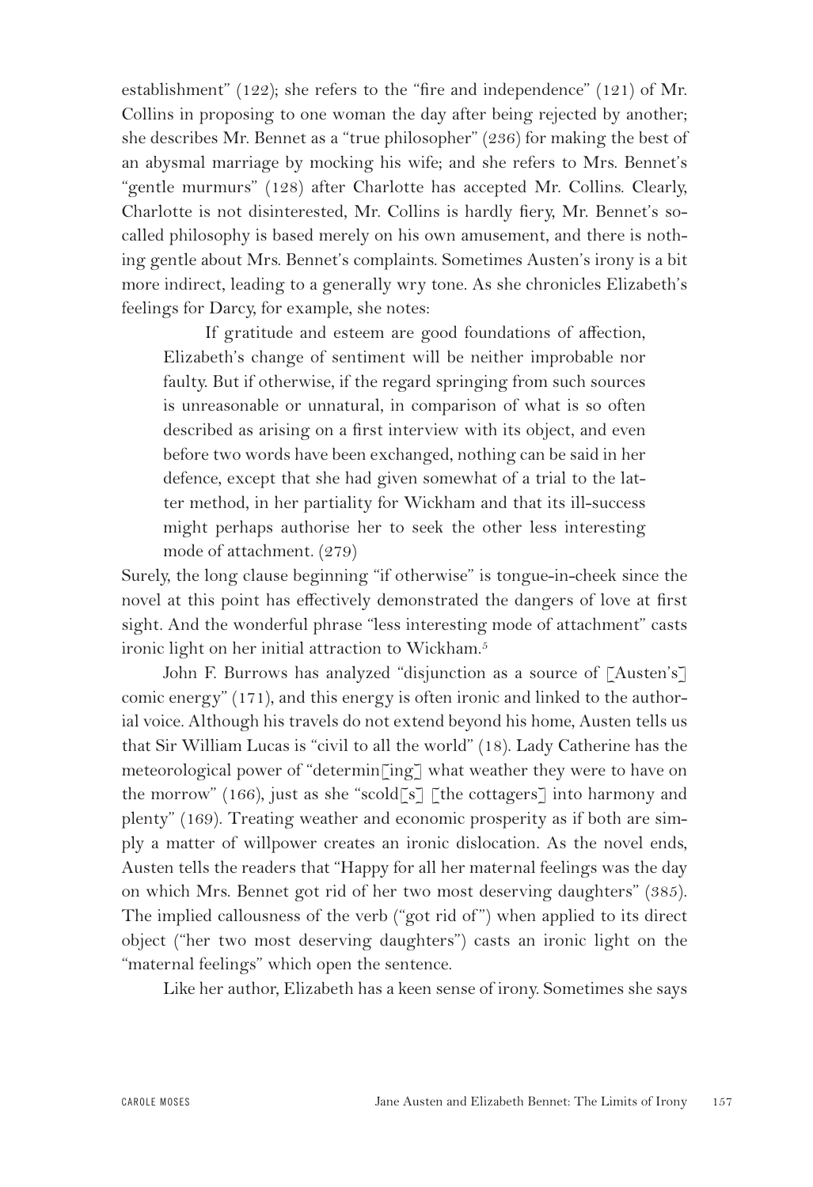establishment" (122); she refers to the "fire and independence" (121) of Mr. Collins in proposing to one woman the day after being rejected by another; she describes Mr. Bennet as a "true philosopher" (236) for making the best of an abysmal marriage by mocking his wife; and she refers to Mrs. Bennet's "gentle murmurs" (128) after Charlotte has accepted Mr. Collins. Clearly, Charlotte is not disinterested, Mr. Collins is hardly fiery, Mr. Bennet's so-called philosophy is based merely on his own amusement, and there is nothing gentle about Mrs. Bennet's complaints. Sometimes Austen's irony is a bit more indirect, leading to a generally wry tone. As she chronicles Elizabeth's feelings for Darcy, for example, she notes:

> If gratitude and esteem are good foundations of affection, Elizabeth's change of sentiment will be neither improbable nor faulty. But if otherwise, if the regard springing from such sources is unreasonable or unnatural, in comparison of what is so often described as arising on a first interview with its object, and even before two words have been exchanged, nothing can be said in her defence, except that she had given somewhat of a trial to the latter method, in her partiality for Wickham and that its ill-success might perhaps authorise her to seek the other less interesting mode of attachment. (279)

Surely, the long clause beginning "if otherwise" is tongue-in-cheek since the novel at this point has effectively demonstrated the dangers of love at first sight. And the wonderful phrase "less interesting mode of attachment" casts ironic light on her initial attraction to Wickham.[5]

John F. Burrows has analyzed "disjunction as a source of [Austen's] comic energy" (171), and this energy is often ironic and linked to the authorial voice. Although his travels do not extend beyond his home, Austen tells us that Sir William Lucas is "civil to all the world" (18). Lady Catherine has the meteorological power of "determin[ing] what weather they were to have on the morrow" (166), just as she "scold[s] [the cottagers] into harmony and plenty" (169). Treating weather and economic prosperity as if both are simply a matter of willpower creates an ironic dislocation. As the novel ends, Austen tells the readers that "Happy for all her maternal feelings was the day on which Mrs. Bennet got rid of her two most deserving daughters" (385). The implied callousness of the verb ("got rid of") when applied to its direct object ("her two most deserving daughters") casts an ironic light on the "maternal feelings" which open the sentence.

Like her author, Elizabeth has a keen sense of irony. Sometimes she says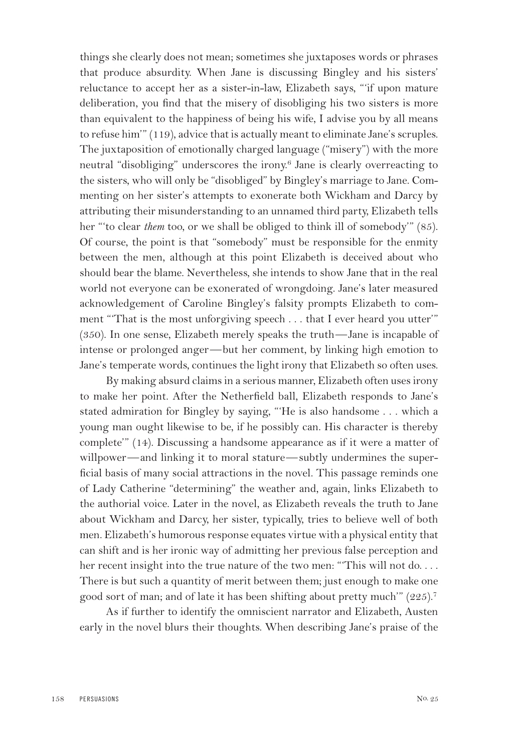things she clearly does not mean; sometimes she juxtaposes words or phrases that produce absurdity. When Jane is discussing Bingley and his sisters' reluctance to accept her as a sister-in-law, Elizabeth says, "'if upon mature deliberation, you find that the misery of disobliging his two sisters is more than equivalent to the happiness of being his wife, I advise you by all means to refuse him'" (119), advice that is actually meant to eliminate Jane's scruples. The juxtaposition of emotionally charged language ("misery") with the more neutral "disobliging" underscores the irony.[6] Jane is clearly overreacting to the sisters, who will only be "disobliged" by Bingley's marriage to Jane. Commenting on her sister's attempts to exonerate both Wickham and Darcy by attributing their misunderstanding to an unnamed third party, Elizabeth tells her "'to clear *them* too, or we shall be obliged to think ill of somebody'" (85). Of course, the point is that "somebody" must be responsible for the enmity between the men, although at this point Elizabeth is deceived about who should bear the blame. Nevertheless, she intends to show Jane that in the real world not everyone can be exonerated of wrongdoing. Jane's later measured acknowledgement of Caroline Bingley's falsity prompts Elizabeth to comment "'That is the most unforgiving speech . . . that I ever heard you utter'" (350). In one sense, Elizabeth merely speaks the truth—Jane is incapable of intense or prolonged anger—but her comment, by linking high emotion to Jane's temperate words, continues the light irony that Elizabeth so often uses.

By making absurd claims in a serious manner, Elizabeth often uses irony to make her point. After the Netherfield ball, Elizabeth responds to Jane's stated admiration for Bingley by saying, "'He is also handsome . . . which a young man ought likewise to be, if he possibly can. His character is thereby complete'" (14). Discussing a handsome appearance as if it were a matter of willpower—and linking it to moral stature—subtly undermines the superficial basis of many social attractions in the novel. This passage reminds one of Lady Catherine "determining" the weather and, again, links Elizabeth to the authorial voice. Later in the novel, as Elizabeth reveals the truth to Jane about Wickham and Darcy, her sister, typically, tries to believe well of both men. Elizabeth's humorous response equates virtue with a physical entity that can shift and is her ironic way of admitting her previous false perception and her recent insight into the true nature of the two men: "'This will not do. . . . There is but such a quantity of merit between them; just enough to make one good sort of man; and of late it has been shifting about pretty much'" (225).[7]

As if further to identify the omniscient narrator and Elizabeth, Austen early in the novel blurs their thoughts. When describing Jane's praise of the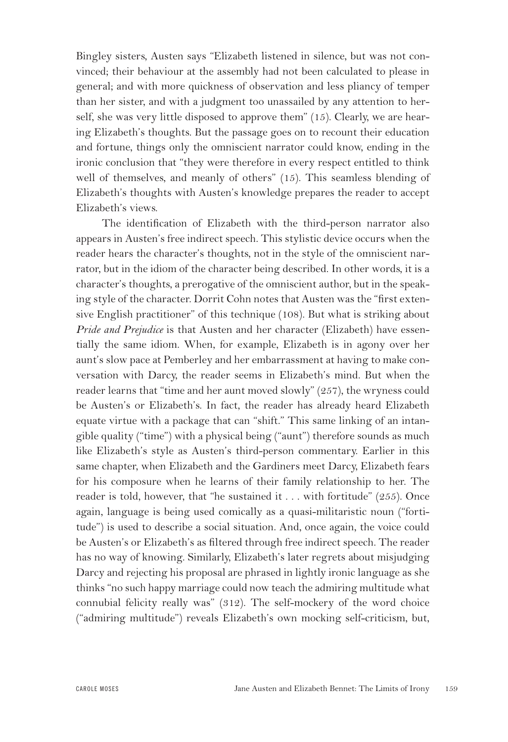Bingley sisters, Austen says "Elizabeth listened in silence, but was not convinced; their behaviour at the assembly had not been calculated to please in general; and with more quickness of observation and less pliancy of temper than her sister, and with a judgment too unassailed by any attention to herself, she was very little disposed to approve them" (15). Clearly, we are hearing Elizabeth's thoughts. But the passage goes on to recount their education and fortune, things only the omniscient narrator could know, ending in the ironic conclusion that "they were therefore in every respect entitled to think well of themselves, and meanly of others" (15). This seamless blending of Elizabeth's thoughts with Austen's knowledge prepares the reader to accept Elizabeth's views.

The identification of Elizabeth with the third-person narrator also appears in Austen's free indirect speech. This stylistic device occurs when the reader hears the character's thoughts, not in the style of the omniscient narrator, but in the idiom of the character being described. In other words, it is a character's thoughts, a prerogative of the omniscient author, but in the speaking style of the character. Dorrit Cohn notes that Austen was the "first extensive English practitioner" of this technique (108). But what is striking about *Pride and Prejudice* is that Austen and her character (Elizabeth) have essentially the same idiom. When, for example, Elizabeth is in agony over her aunt's slow pace at Pemberley and her embarrassment at having to make conversation with Darcy, the reader seems in Elizabeth's mind. But when the reader learns that "time and her aunt moved slowly" (257), the wryness could be Austen's or Elizabeth's. In fact, the reader has already heard Elizabeth equate virtue with a package that can "shift." This same linking of an intangible quality ("time") with a physical being ("aunt") therefore sounds as much like Elizabeth's style as Austen's third-person commentary. Earlier in this same chapter, when Elizabeth and the Gardiners meet Darcy, Elizabeth fears for his composure when he learns of their family relationship to her. The reader is told, however, that "he sustained it . . . with fortitude" (255). Once again, language is being used comically as a quasi-militaristic noun ("fortitude") is used to describe a social situation. And, once again, the voice could be Austen's or Elizabeth's as filtered through free indirect speech. The reader has no way of knowing. Similarly, Elizabeth's later regrets about misjudging Darcy and rejecting his proposal are phrased in lightly ironic language as she thinks "no such happy marriage could now teach the admiring multitude what connubial felicity really was" (312). The self-mockery of the word choice ("admiring multitude") reveals Elizabeth's own mocking self-criticism, but,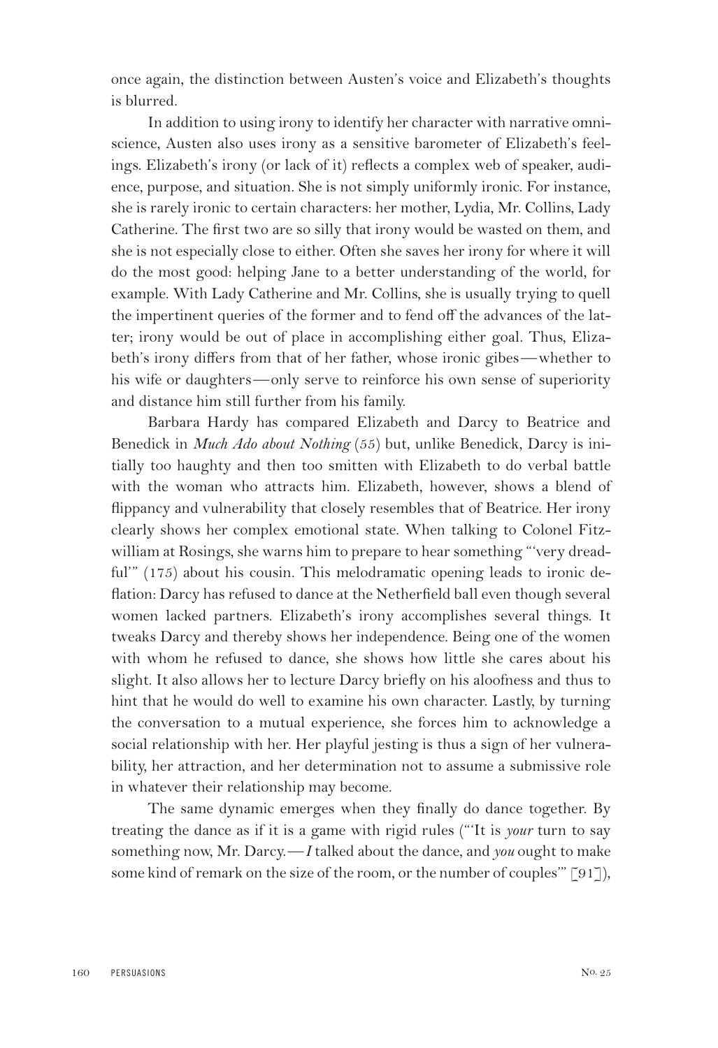once again, the distinction between Austen's voice and Elizabeth's thoughts is blurred.

In addition to using irony to identify her character with narrative omniscience, Austen also uses irony as a sensitive barometer of Elizabeth's feelings. Elizabeth's irony (or lack of it) reflects a complex web of speaker, audience, purpose, and situation. She is not simply uniformly ironic. For instance, she is rarely ironic to certain characters: her mother, Lydia, Mr. Collins, Lady Catherine. The first two are so silly that irony would be wasted on them, and she is not especially close to either. Often she saves her irony for where it will do the most good: helping Jane to a better understanding of the world, for example. With Lady Catherine and Mr. Collins, she is usually trying to quell the impertinent queries of the former and to fend off the advances of the latter; irony would be out of place in accomplishing either goal. Thus, Elizabeth's irony differs from that of her father, whose ironic gibes—whether to his wife or daughters—only serve to reinforce his own sense of superiority and distance him still further from his family.

Barbara Hardy has compared Elizabeth and Darcy to Beatrice and Benedick in *Much Ado about Nothing* (55) but, unlike Benedick, Darcy is initially too haughty and then too smitten with Elizabeth to do verbal battle with the woman who attracts him. Elizabeth, however, shows a blend of flippancy and vulnerability that closely resembles that of Beatrice. Her irony clearly shows her complex emotional state. When talking to Colonel Fitzwilliam at Rosings, she warns him to prepare to hear something "'very dreadful'" (175) about his cousin. This melodramatic opening leads to ironic deflation: Darcy has refused to dance at the Netherfield ball even though several women lacked partners. Elizabeth's irony accomplishes several things. It tweaks Darcy and thereby shows her independence. Being one of the women with whom he refused to dance, she shows how little she cares about his slight. It also allows her to lecture Darcy briefly on his aloofness and thus to hint that he would do well to examine his own character. Lastly, by turning the conversation to a mutual experience, she forces him to acknowledge a social relationship with her. Her playful jesting is thus a sign of her vulnerability, her attraction, and her determination not to assume a submissive role in whatever their relationship may become.

The same dynamic emerges when they finally do dance together. By treating the dance as if it is a game with rigid rules ("'It is *your* turn to say something now, Mr. Darcy.—*I* talked about the dance, and *you* ought to make some kind of remark on the size of the room, or the number of couples'" [91]),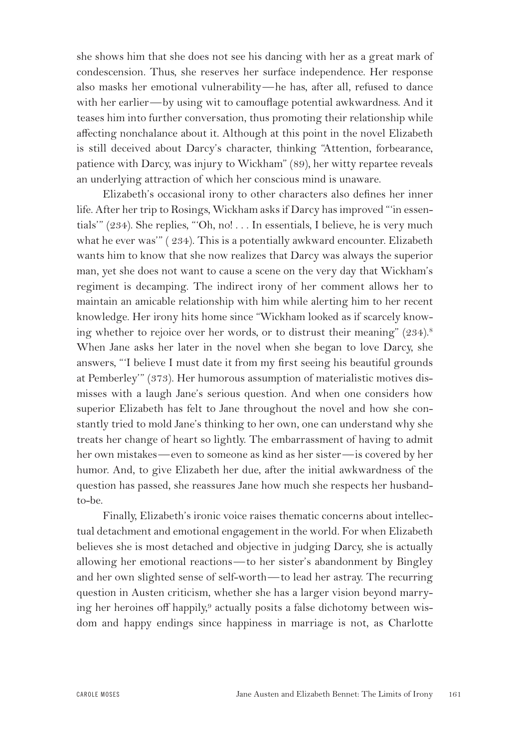she shows him that she does not see his dancing with her as a great mark of condescension. Thus, she reserves her surface independence. Her response also masks her emotional vulnerability—he has, after all, refused to dance with her earlier—by using wit to camouflage potential awkwardness. And it teases him into further conversation, thus promoting their relationship while affecting nonchalance about it. Although at this point in the novel Elizabeth is still deceived about Darcy's character, thinking "Attention, forbearance, patience with Darcy, was injury to Wickham" (89), her witty repartee reveals an underlying attraction of which her conscious mind is unaware.

Elizabeth's occasional irony to other characters also defines her inner life. After her trip to Rosings, Wickham asks if Darcy has improved "'in essentials'" (234). She replies, "'Oh, no! . . . In essentials, I believe, he is very much what he ever was'" ( 234). This is a potentially awkward encounter. Elizabeth wants him to know that she now realizes that Darcy was always the superior man, yet she does not want to cause a scene on the very day that Wickham's regiment is decamping. The indirect irony of her comment allows her to maintain an amicable relationship with him while alerting him to her recent knowledge. Her irony hits home since "Wickham looked as if scarcely knowing whether to rejoice over her words, or to distrust their meaning" (234).[8] When Jane asks her later in the novel when she began to love Darcy, she answers, "'I believe I must date it from my first seeing his beautiful grounds at Pemberley'" (373). Her humorous assumption of materialistic motives dismisses with a laugh Jane's serious question. And when one considers how superior Elizabeth has felt to Jane throughout the novel and how she constantly tried to mold Jane's thinking to her own, one can understand why she treats her change of heart so lightly. The embarrassment of having to admit her own mistakes—even to someone as kind as her sister—is covered by her humor. And, to give Elizabeth her due, after the initial awkwardness of the question has passed, she reassures Jane how much she respects her husband-to-be.

Finally, Elizabeth's ironic voice raises thematic concerns about intellectual detachment and emotional engagement in the world. For when Elizabeth believes she is most detached and objective in judging Darcy, she is actually allowing her emotional reactions—to her sister's abandonment by Bingley and her own slighted sense of self-worth—to lead her astray. The recurring question in Austen criticism, whether she has a larger vision beyond marrying her heroines off happily,[9] actually posits a false dichotomy between wisdom and happy endings since happiness in marriage is not, as Charlotte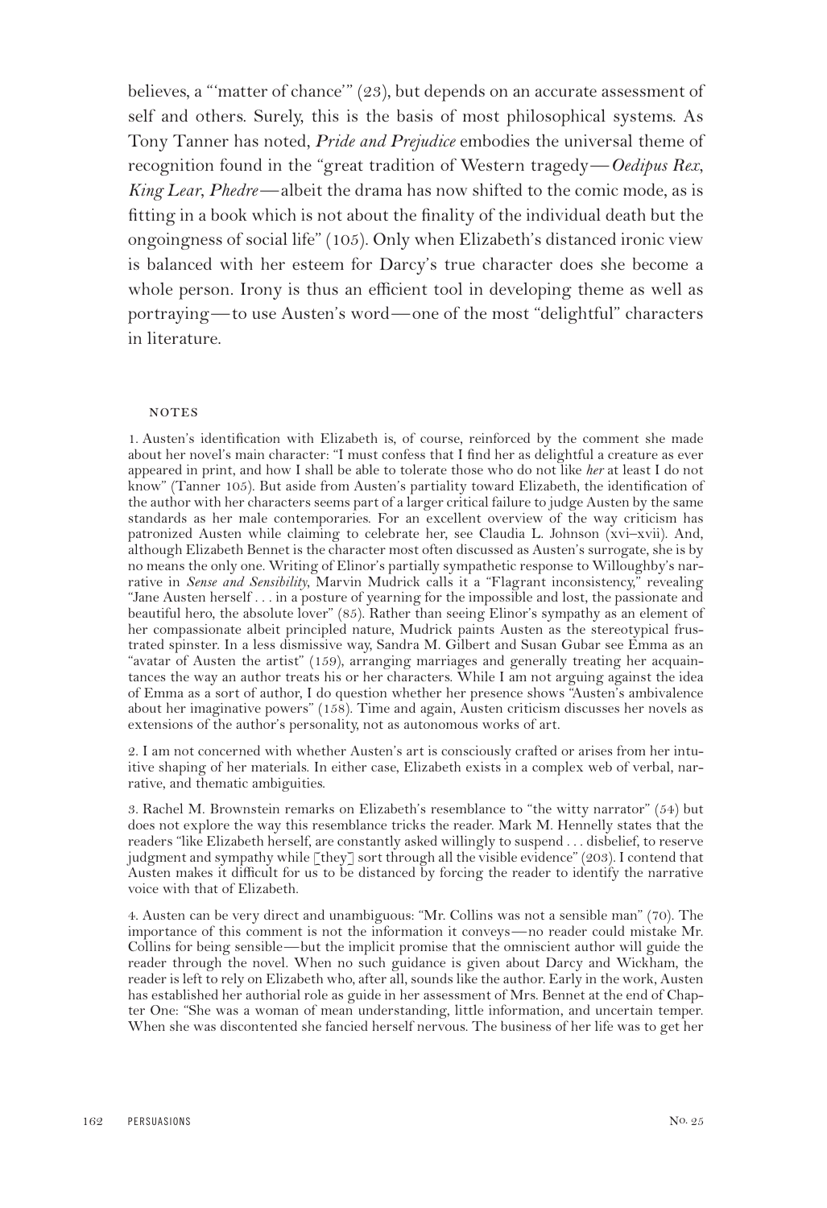believes, a "'matter of chance'" (23), but depends on an accurate assessment of self and others. Surely, this is the basis of most philosophical systems. As Tony Tanner has noted, *Pride and Prejudice* embodies the universal theme of recognition found in the "great tradition of Western tragedy—*Oedipus Rex*, *King Lear*, *Phedre*—albeit the drama has now shifted to the comic mode, as is fitting in a book which is not about the finality of the individual death but the ongoingness of social life" (105). Only when Elizabeth's distanced ironic view is balanced with her esteem for Darcy's true character does she become a whole person. Irony is thus an efficient tool in developing theme as well as portraying—to use Austen's word—one of the most "delightful" characters in literature.

## NOTES

1. Austen's identification with Elizabeth is, of course, reinforced by the comment she made about her novel's main character: "I must confess that I find her as delightful a creature as ever appeared in print, and how I shall be able to tolerate those who do not like *her* at least I do not know" (Tanner 105). But aside from Austen's partiality toward Elizabeth, the identification of the author with her characters seems part of a larger critical failure to judge Austen by the same standards as her male contemporaries. For an excellent overview of the way criticism has patronized Austen while claiming to celebrate her, see Claudia L. Johnson (xvi–xvii). And, although Elizabeth Bennet is the character most often discussed as Austen's surrogate, she is by no means the only one. Writing of Elinor's partially sympathetic response to Willoughby's narrative in *Sense and Sensibility*, Marvin Mudrick calls it a "Flagrant inconsistency," revealing "Jane Austen herself . . . in a posture of yearning for the impossible and lost, the passionate and beautiful hero, the absolute lover" (85). Rather than seeing Elinor's sympathy as an element of her compassionate albeit principled nature, Mudrick paints Austen as the stereotypical frustrated spinster. In a less dismissive way, Sandra M. Gilbert and Susan Gubar see Emma as an "avatar of Austen the artist" (159), arranging marriages and generally treating her acquaintances the way an author treats his or her characters. While I am not arguing against the idea of Emma as a sort of author, I do question whether her presence shows "Austen's ambivalence about her imaginative powers" (158). Time and again, Austen criticism discusses her novels as extensions of the author's personality, not as autonomous works of art.

2. I am not concerned with whether Austen's art is consciously crafted or arises from her intuitive shaping of her materials. In either case, Elizabeth exists in a complex web of verbal, narrative, and thematic ambiguities.

3. Rachel M. Brownstein remarks on Elizabeth's resemblance to "the witty narrator" (54) but does not explore the way this resemblance tricks the reader. Mark M. Hennelly states that the readers "like Elizabeth herself, are constantly asked willingly to suspend . . . disbelief, to reserve judgment and sympathy while [they] sort through all the visible evidence" (203). I contend that Austen makes it difficult for us to be distanced by forcing the reader to identify the narrative voice with that of Elizabeth.

4. Austen can be very direct and unambiguous: "Mr. Collins was not a sensible man" (70). The importance of this comment is not the information it conveys—no reader could mistake Mr. Collins for being sensible—but the implicit promise that the omniscient author will guide the reader through the novel. When no such guidance is given about Darcy and Wickham, the reader is left to rely on Elizabeth who, after all, sounds like the author. Early in the work, Austen has established her authorial role as guide in her assessment of Mrs. Bennet at the end of Chapter One: "She was a woman of mean understanding, little information, and uncertain temper. When she was discontented she fancied herself nervous. The business of her life was to get her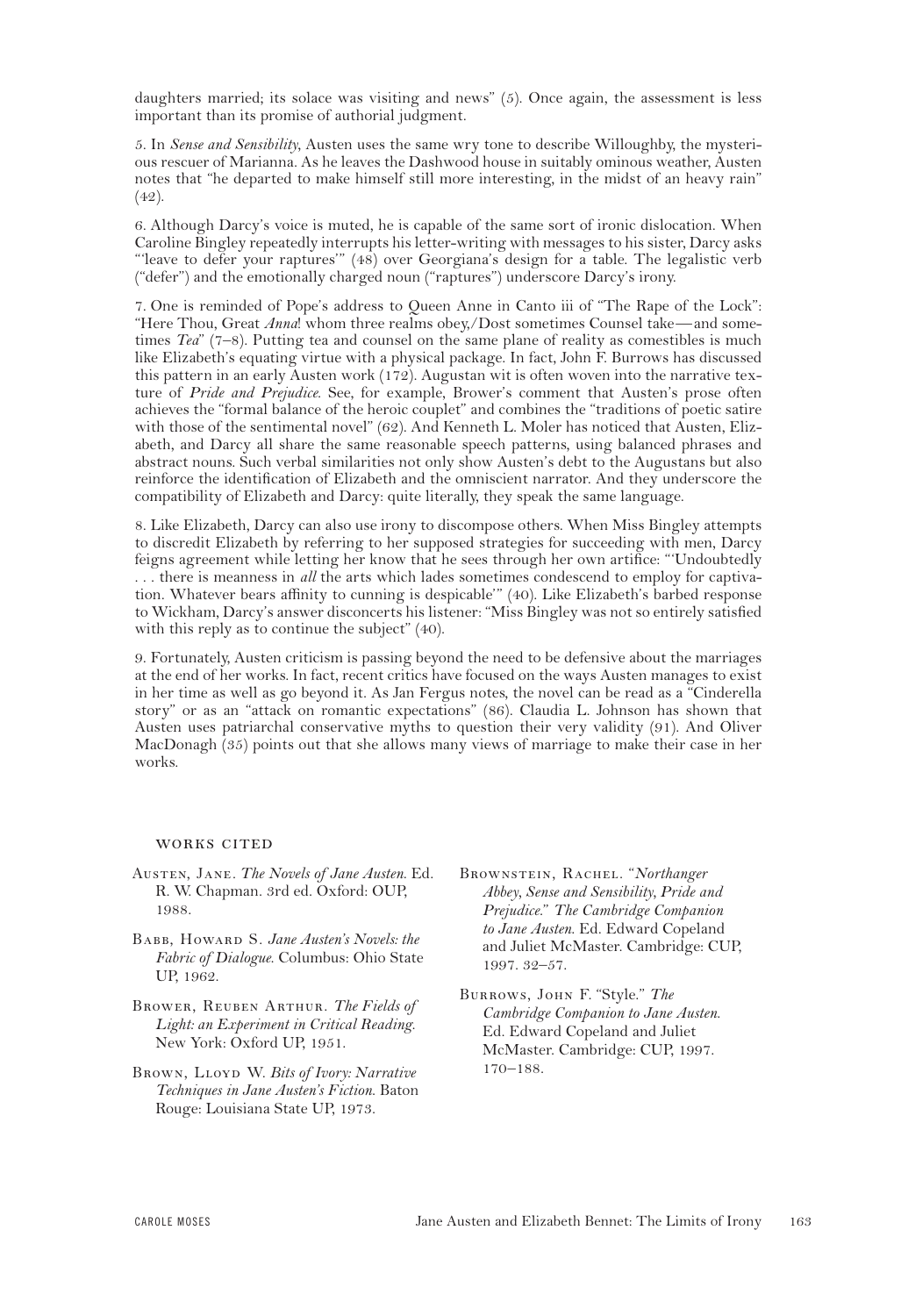daughters married; its solace was visiting and news" (5). Once again, the assessment is less important than its promise of authorial judgment.

5. In *Sense and Sensibility*, Austen uses the same wry tone to describe Willoughby, the mysterious rescuer of Marianna. As he leaves the Dashwood house in suitably ominous weather, Austen notes that "he departed to make himself still more interesting, in the midst of an heavy rain" (42).

6. Although Darcy's voice is muted, he is capable of the same sort of ironic dislocation. When Caroline Bingley repeatedly interrupts his letter-writing with messages to his sister, Darcy asks "'leave to defer your raptures'" (48) over Georgiana's design for a table. The legalistic verb ("defer") and the emotionally charged noun ("raptures") underscore Darcy's irony.

7. One is reminded of Pope's address to Queen Anne in Canto iii of "The Rape of the Lock": "Here Thou, Great *Anna*! whom three realms obey,/Dost sometimes Counsel take—and sometimes *Tea*" (7–8). Putting tea and counsel on the same plane of reality as comestibles is much like Elizabeth's equating virtue with a physical package. In fact, John F. Burrows has discussed this pattern in an early Austen work (172). Augustan wit is often woven into the narrative texture of *Pride and Prejudice*. See, for example, Brower's comment that Austen's prose often achieves the "formal balance of the heroic couplet" and combines the "traditions of poetic satire with those of the sentimental novel" (62). And Kenneth L. Moler has noticed that Austen, Elizabeth, and Darcy all share the same reasonable speech patterns, using balanced phrases and abstract nouns. Such verbal similarities not only show Austen's debt to the Augustans but also reinforce the identification of Elizabeth and the omniscient narrator. And they underscore the compatibility of Elizabeth and Darcy: quite literally, they speak the same language.

8. Like Elizabeth, Darcy can also use irony to discompose others. When Miss Bingley attempts to discredit Elizabeth by referring to her supposed strategies for succeeding with men, Darcy feigns agreement while letting her know that he sees through her own artifice: "'Undoubtedly . . . there is meanness in *all* the arts which lades sometimes condescend to employ for captivation. Whatever bears affinity to cunning is despicable'" (40). Like Elizabeth's barbed response to Wickham, Darcy's answer disconcerts his listener: "Miss Bingley was not so entirely satisfied with this reply as to continue the subject" (40).

9. Fortunately, Austen criticism is passing beyond the need to be defensive about the marriages at the end of her works. In fact, recent critics have focused on the ways Austen manages to exist in her time as well as go beyond it. As Jan Fergus notes, the novel can be read as a "Cinderella story" or as an "attack on romantic expectations" (86). Claudia L. Johnson has shown that Austen uses patriarchal conservative myths to question their very validity (91). And Oliver MacDonagh (35) points out that she allows many views of marriage to make their case in her works.

## Works Cited

Austen, Jane. *The Novels of Jane Austen*. Ed. R. W. Chapman. 3rd ed. Oxford: OUP, 1988.

Babb, Howard S. *Jane Austen's Novels: the Fabric of Dialogue*. Columbus: Ohio State UP, 1962.

Brower, Reuben Arthur. *The Fields of Light: an Experiment in Critical Reading*. New York: Oxford UP, 1951.

Brown, Lloyd W. *Bits of Ivory: Narrative Techniques in Jane Austen's Fiction*. Baton Rouge: Louisiana State UP, 1973.

Brownstein, Rachel. "*Northanger Abbey, Sense and Sensibility, Pride and Prejudice*." *The Cambridge Companion to Jane Austen*. Ed. Edward Copeland and Juliet McMaster. Cambridge: CUP, 1997. 32–57.

Burrows, John F. "Style." *The Cambridge Companion to Jane Austen*. Ed. Edward Copeland and Juliet McMaster. Cambridge: CUP, 1997. 170–188.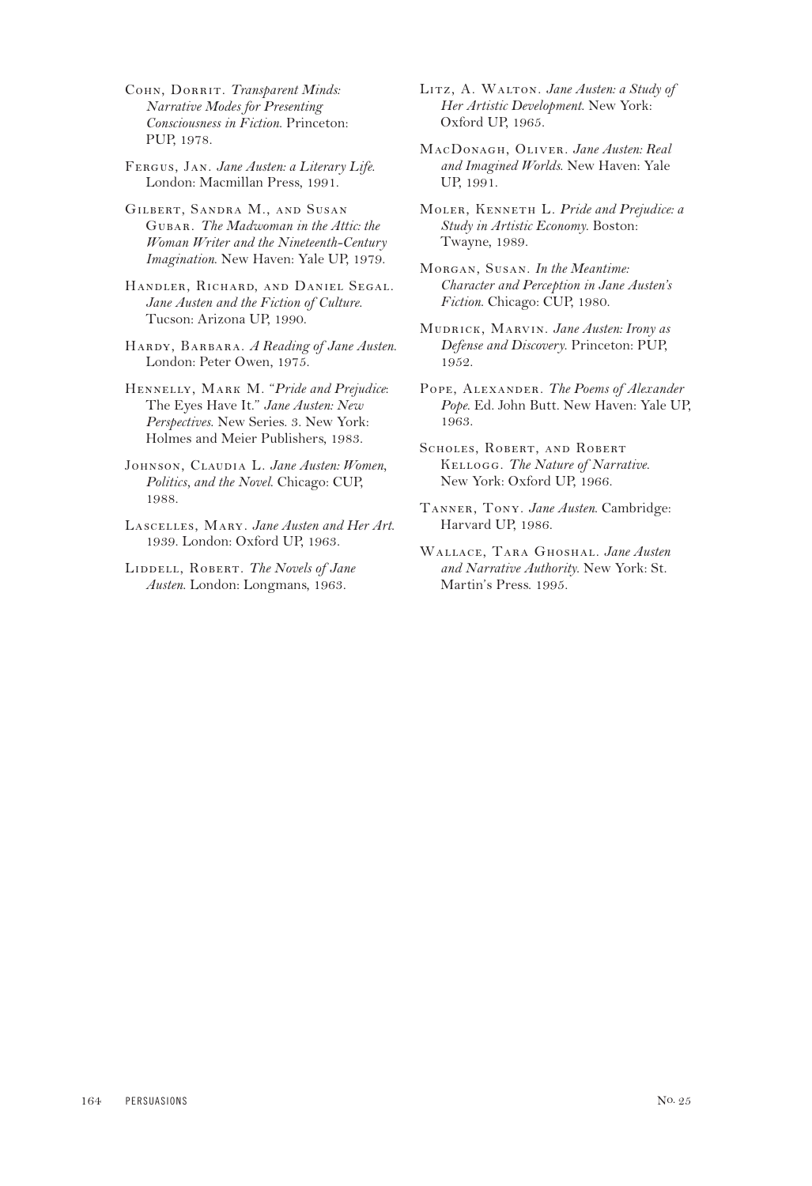Cohn, Dorrit. *Transparent Minds: Narrative Modes for Presenting Consciousness in Fiction.* Princeton: PUP, 1978.

Fergus, Jan. *Jane Austen: a Literary Life.* London: Macmillan Press, 1991.

Gilbert, Sandra M., and Susan Gubar. *The Madwoman in the Attic: the Woman Writer and the Nineteenth-Century Imagination.* New Haven: Yale UP, 1979.

Handler, Richard, and Daniel Segal. *Jane Austen and the Fiction of Culture.* Tucson: Arizona UP, 1990.

Hardy, Barbara. *A Reading of Jane Austen.* London: Peter Owen, 1975.

Hennelly, Mark M. "*Pride and Prejudice*: The Eyes Have It." *Jane Austen: New Perspectives.* New Series. 3. New York: Holmes and Meier Publishers, 1983.

Johnson, Claudia L. *Jane Austen: Women, Politics, and the Novel.* Chicago: CUP, 1988.

Lascelles, Mary. *Jane Austen and Her Art.* 1939. London: Oxford UP, 1963.

Liddell, Robert. *The Novels of Jane Austen.* London: Longmans, 1963.

Litz, A. Walton. *Jane Austen: a Study of Her Artistic Development.* New York: Oxford UP, 1965.

MacDonagh, Oliver. *Jane Austen: Real and Imagined Worlds.* New Haven: Yale UP, 1991.

Moler, Kenneth L. *Pride and Prejudice: a Study in Artistic Economy.* Boston: Twayne, 1989.

Morgan, Susan. *In the Meantime: Character and Perception in Jane Austen's Fiction.* Chicago: CUP, 1980.

Mudrick, Marvin. *Jane Austen: Irony as Defense and Discovery.* Princeton: PUP, 1952.

Pope, Alexander. *The Poems of Alexander Pope.* Ed. John Butt. New Haven: Yale UP, 1963.

Scholes, Robert, and Robert Kellogg. *The Nature of Narrative.* New York: Oxford UP, 1966.

Tanner, Tony. *Jane Austen.* Cambridge: Harvard UP, 1986.

Wallace, Tara Ghoshal. *Jane Austen and Narrative Authority.* New York: St. Martin's Press. 1995.